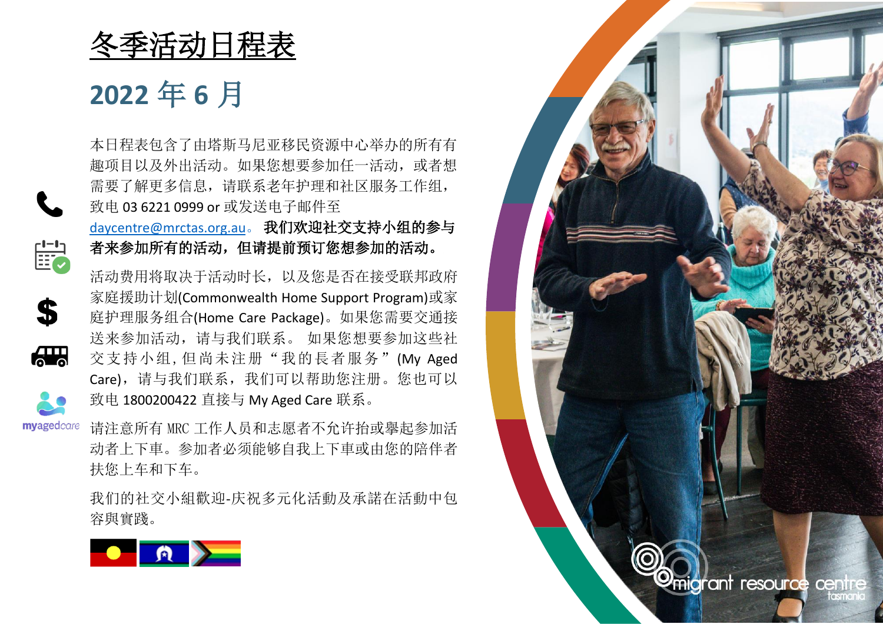# 冬季活动日程表

## 2022 年 6 月

本日程表包含了由塔斯马尼亚移民资源中心举办的所有有趣项目以及外出活动。如果您想要参加任一活动，或者想需要了解更多信息，请联系老年护理和社区服务工作组，致电 03 6221 0999 or 或发送电子邮件至 daycentre@mrctas.org.au。**我们欢迎社交支持小组的参与者来参加所有的活动，但请提前预订您想参加的活动。**

活动费用将取决于活动时长，以及您是否在接受联邦政府家庭援助计划(Commonwealth Home Support Program)或家庭护理服务组合(Home Care Package)。如果您需要交通接送来参加活动，请与我们联系。 如果您想要参加这些社交支持小组，但尚未注册“我的長者服务”(My Aged Care)，请与我们联系，我们可以帮助您注册。您也可以致电 1800200422 直接与 My Aged Care 联系。

请注意所有 MRC 工作人员和志愿者不允许抬或舉起参加活动者上下車。参加者必须能够自我上下車或由您的陪伴者扶您上车和下车。

我们的社交小組歡迎-庆祝多元化活動及承諾在活動中包容與實踐。

myagedcare

migrant resource centre tasmania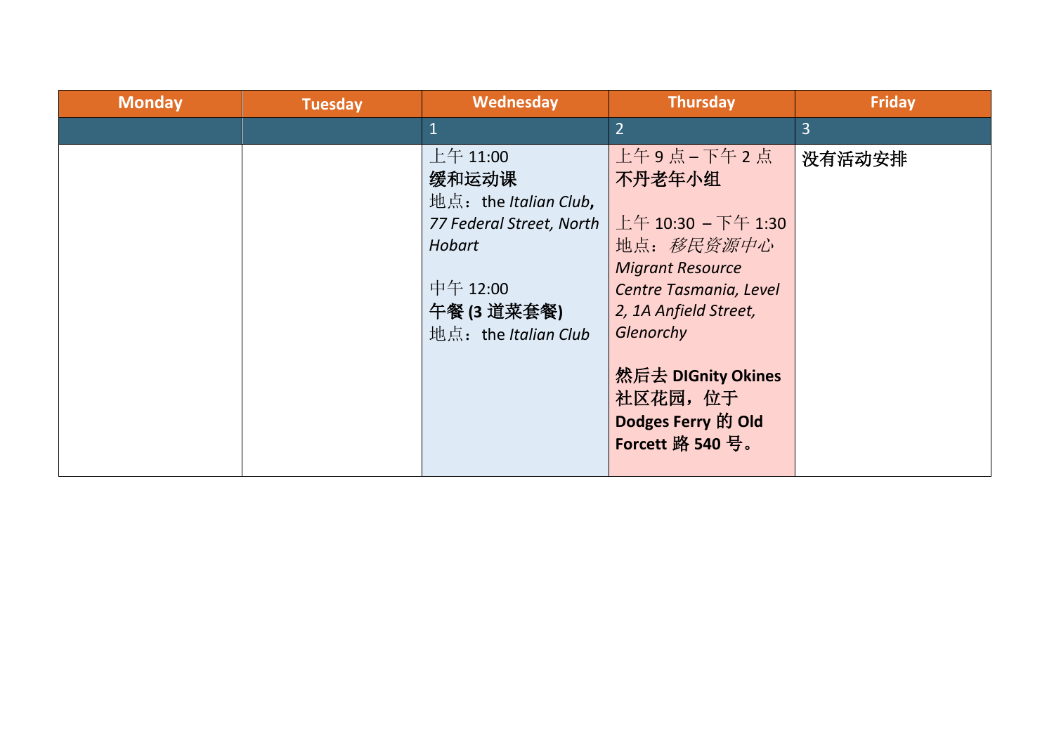| Monday | Tuesday | Wednesday | Thursday | Friday |
|---|---|---|---|---|
| | | 1 | 2 | 3 |
| | | 上午 11:00<br>**缓和运动课**<br>地点：the *Italian Club*, *77 Federal Street, North Hobart*<br><br>中午 12:00<br>**午餐 (3 道菜套餐)**<br>地点：the *Italian Club* | 上午 9 点 – 下午 2 点<br>**不丹老年小组**<br><br>上午 10:30 – 下午 1:30<br>地点：*移民资源中心 Migrant Resource Centre Tasmania, Level 2, 1A Anfield Street, Glenorchy*<br><br>**然后去 DIGnity Okines 社区花园，位于 Dodges Ferry 的 Old Forcett 路 540 号。** | **没有活动安排** |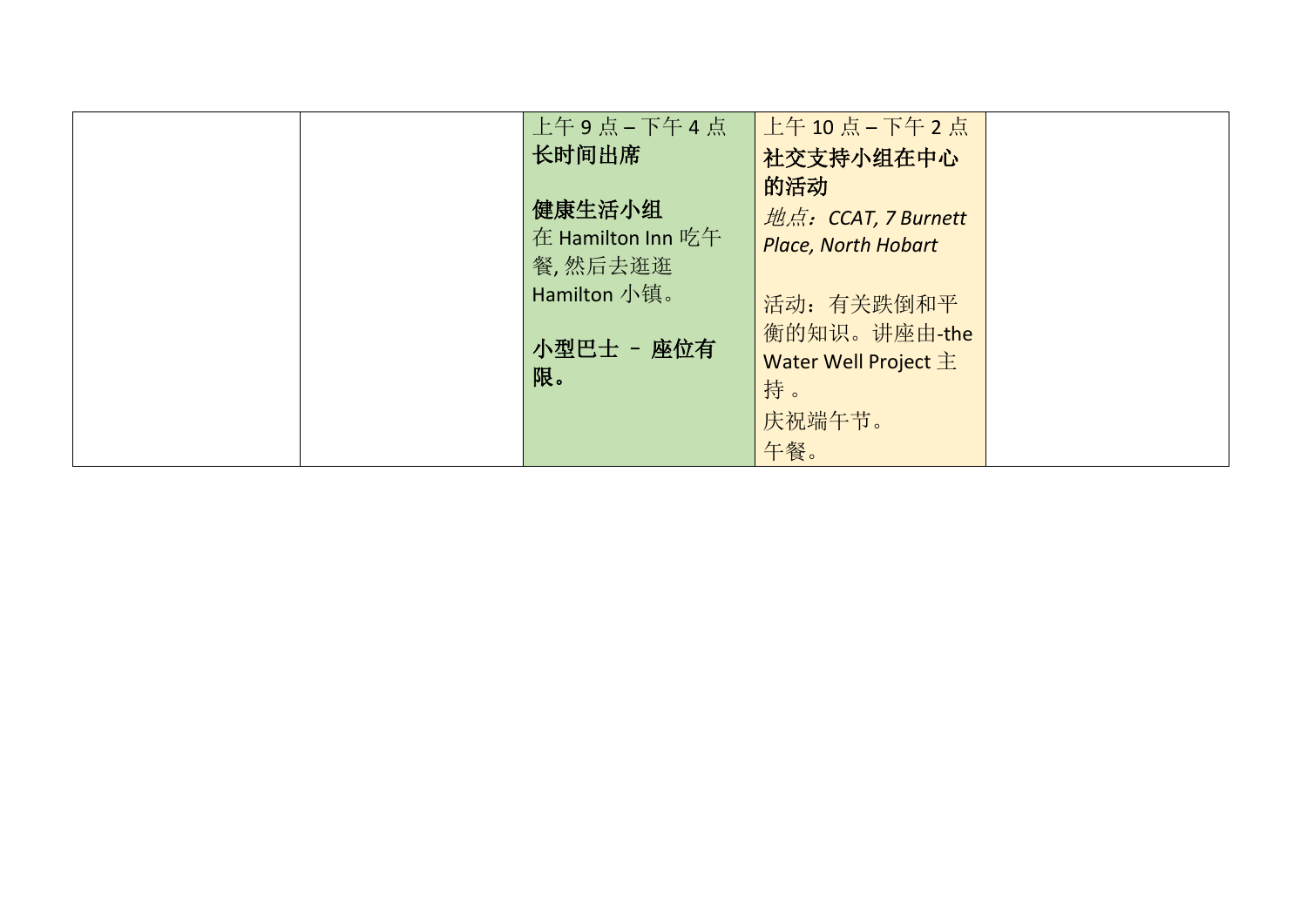|  |  |  |  |  |
|---|---|---|---|---|
|  |  | 上午 9 点 – 下午 4 点<br>**长时间出席**<br><br>**健康生活小组**<br>在 Hamilton Inn 吃午餐, 然后去逛逛 Hamilton 小镇。<br><br>**小型巴士 – 座位有限。** | 上午 10 点 – 下午 2 点<br>**社交支持小组在中心的活动**<br>*地点：CCAT, 7 Burnett Place, North Hobart*<br><br>活动：有关跌倒和平衡的知识。讲座由-the Water Well Project 主持 。<br>庆祝端午节。<br>午餐。 |  |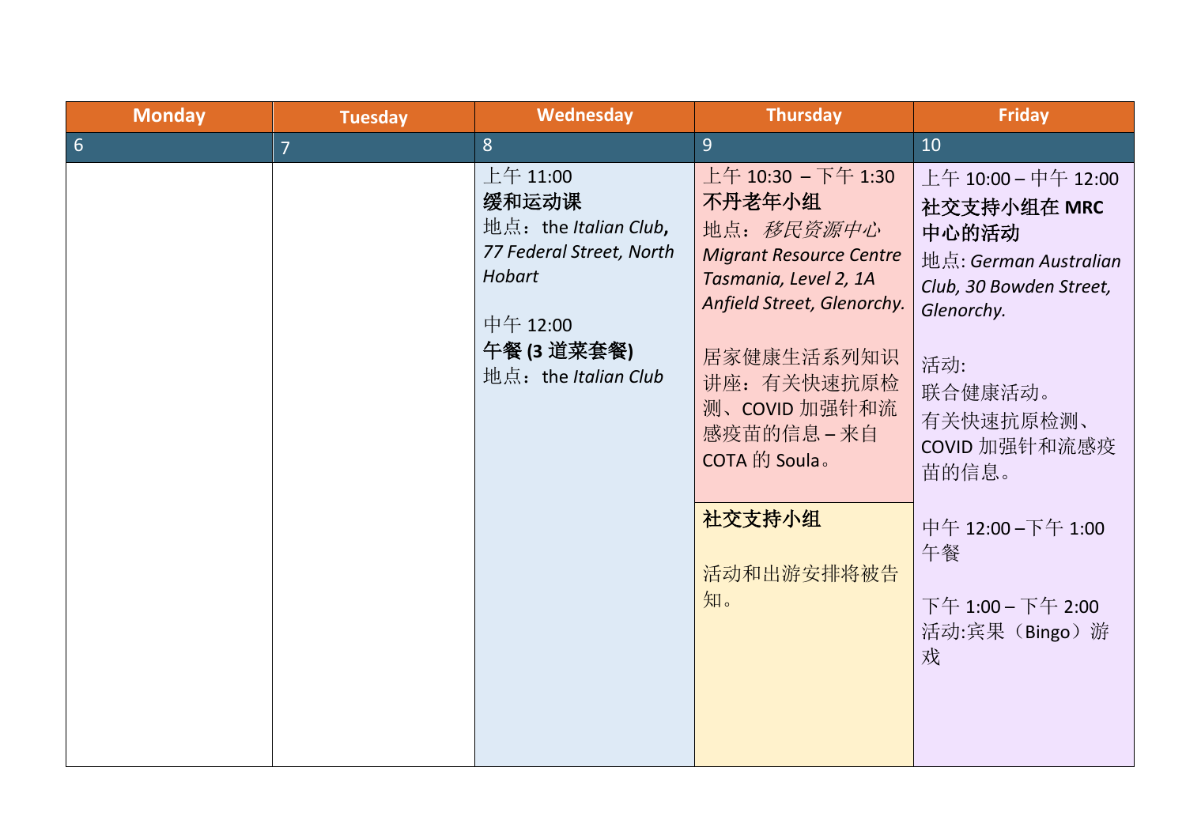| Monday | Tuesday | Wednesday | Thursday | Friday |
|---|---|---|---|---|
| 6 | 7 | 8 | 9 | 10 |
| | | 上午 11:00<br>**缓和运动课**<br>地点：the *Italian Club*, *77 Federal Street, North Hobart*<br><br>中午 12:00<br>**午餐 (3 道菜套餐)**<br>地点：the *Italian Club* | 上午 10:30 – 下午 1:30<br>**不丹老年小组**<br>地点：*移民资源中心 Migrant Resource Centre Tasmania, Level 2, 1A Anfield Street, Glenorchy.*<br><br>居家健康生活系列知识讲座：有关快速抗原检测、COVID 加强针和流感疫苗的信息 – 来自 COTA 的 Soula。<br><br>**社交支持小组**<br><br>活动和出游安排将被告知。 | 上午 10:00 – 中午 12:00<br>**社交支持小组在 MRC 中心的活动**<br>地点: *German Australian Club, 30 Bowden Street, Glenorchy.*<br><br>活动:<br>联合健康活动。<br>有关快速抗原检测、COVID 加强针和流感疫苗的信息。<br><br>中午 12:00 –下午 1:00<br>午餐<br><br>下午 1:00 – 下午 2:00<br>活动:宾果（Bingo）游戏 |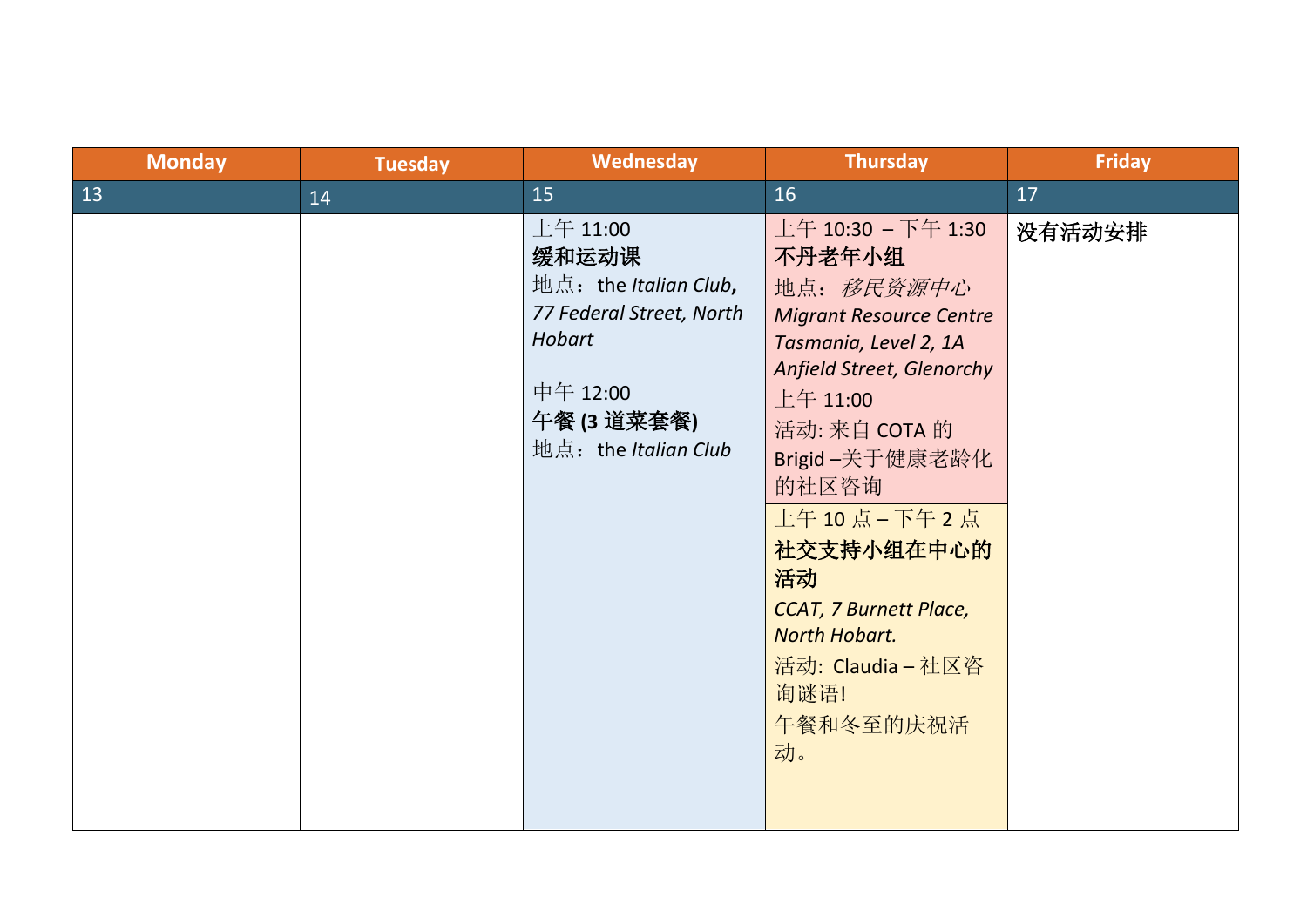| Monday | Tuesday | Wednesday | Thursday | Friday |
| --- | --- | --- | --- | --- |
| 13 | 14 | 15 | 16 | 17 |
| | | 上午 11:00<br>**缓和运动课**<br>地点：the *Italian Club*, *77 Federal Street, North Hobart*<br><br>中午 12:00<br>**午餐 (3 道菜套餐)**<br>地点：the *Italian Club* | 上午 10:30 – 下午 1:30<br>**不丹老年小组**<br>地点：*移民资源中心 Migrant Resource Centre Tasmania, Level 2, 1A Anfield Street, Glenorchy*<br>上午 11:00<br>活动: 来自 COTA 的 Brigid –关于健康老龄化的社区咨询<br><br>上午 10 点 – 下午 2 点<br>**社交支持小组在中心的活动**<br>*CCAT, 7 Burnett Place, North Hobart.*<br>活动: Claudia – 社区咨询谜语!<br>午餐和冬至的庆祝活动。 | **没有活动安排** |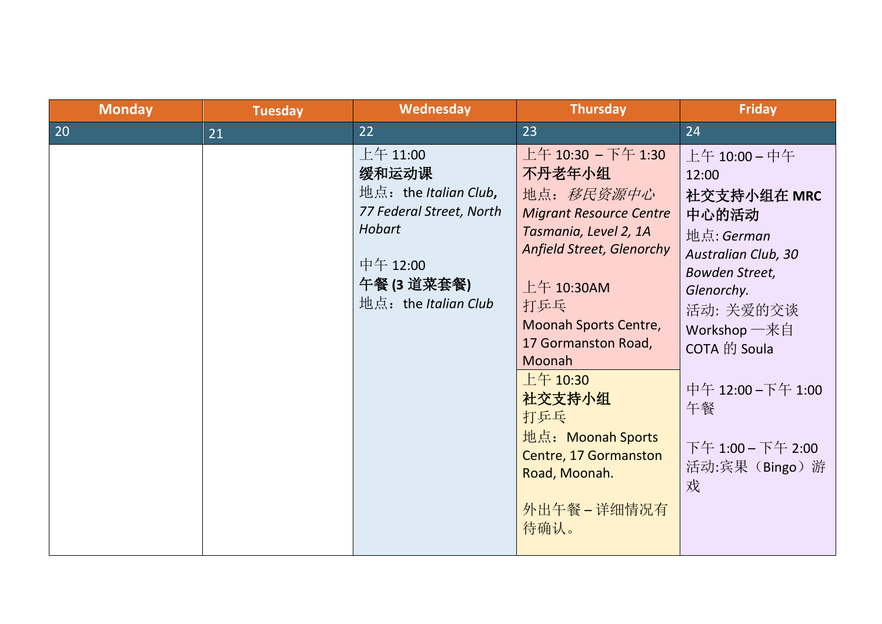| Monday | Tuesday | Wednesday | Thursday | Friday |
|---|---|---|---|---|
| 20 | 21 | 22 | 23 | 24 |
| | | 上午 11:00<br>**缓和运动课**<br>地点：the *Italian Club*, *77 Federal Street, North Hobart*<br><br>中午 12:00<br>**午餐 (3 道菜套餐)**<br>地点：the *Italian Club* | 上午 10:30 – 下午 1:30<br>**不丹老年小组**<br>地点：*移民资源中心 Migrant Resource Centre Tasmania, Level 2, 1A Anfield Street, Glenorchy*<br><br>上午 10:30AM<br>打乒乓<br>Moonah Sports Centre, 17 Gormanston Road, Moonah<br><br>上午 10:30<br>**社交支持小组**<br>打乒乓<br>地点：Moonah Sports Centre, 17 Gormanston Road, Moonah.<br><br>外出午餐 – 详细情况有待确认。 | 上午 10:00 – 中午 12:00<br>**社交支持小组在 MRC 中心的活动**<br>地点: *German Australian Club, 30 Bowden Street, Glenorchy.*<br>活动: 关爱的交谈 Workshop —来自 COTA 的 Soula<br><br>中午 12:00 –下午 1:00<br>午餐<br><br>下午 1:00 – 下午 2:00<br>活动:宾果（Bingo）游戏 |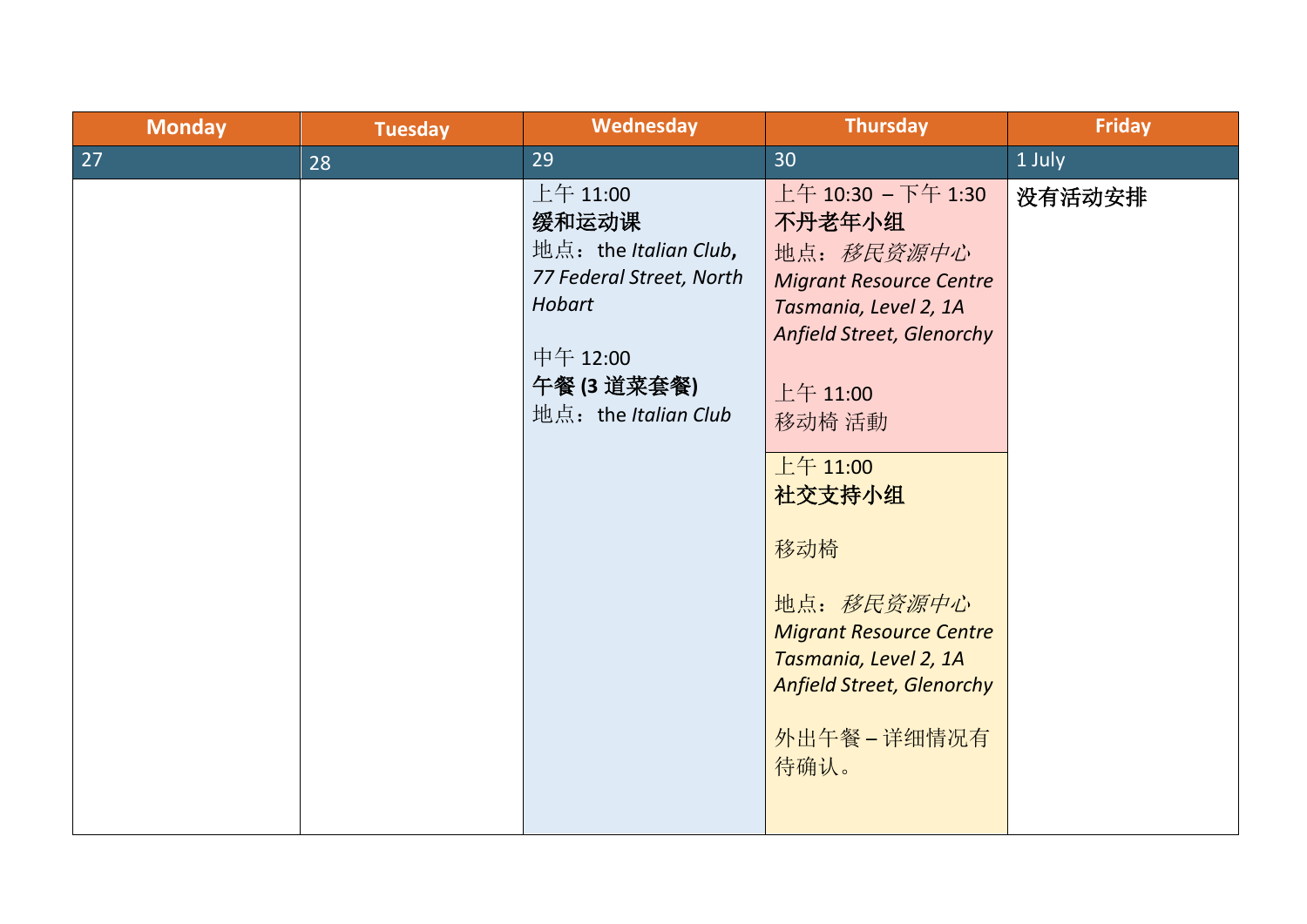| Monday | Tuesday | Wednesday | Thursday | Friday |
|---|---|---|---|---|
| 27 | 28 | 29 | 30 | 1 July |
| | | 上午 11:00<br>**缓和运动课**<br>地点：the *Italian Club*, *77 Federal Street, North Hobart*<br><br>中午 12:00<br>**午餐 (3 道菜套餐)**<br>地点：the *Italian Club* | 上午 10:30 – 下午 1:30<br>**不丹老年小组**<br>地点：*移民资源中心 Migrant Resource Centre Tasmania, Level 2, 1A Anfield Street, Glenorchy*<br><br>上午 11:00<br>移动椅 活動<br><br>上午 11:00<br>**社交支持小组**<br><br>移动椅<br><br>地点：*移民资源中心 Migrant Resource Centre Tasmania, Level 2, 1A Anfield Street, Glenorchy*<br><br>外出午餐 – 详细情况有待确认。 | **没有活动安排** |